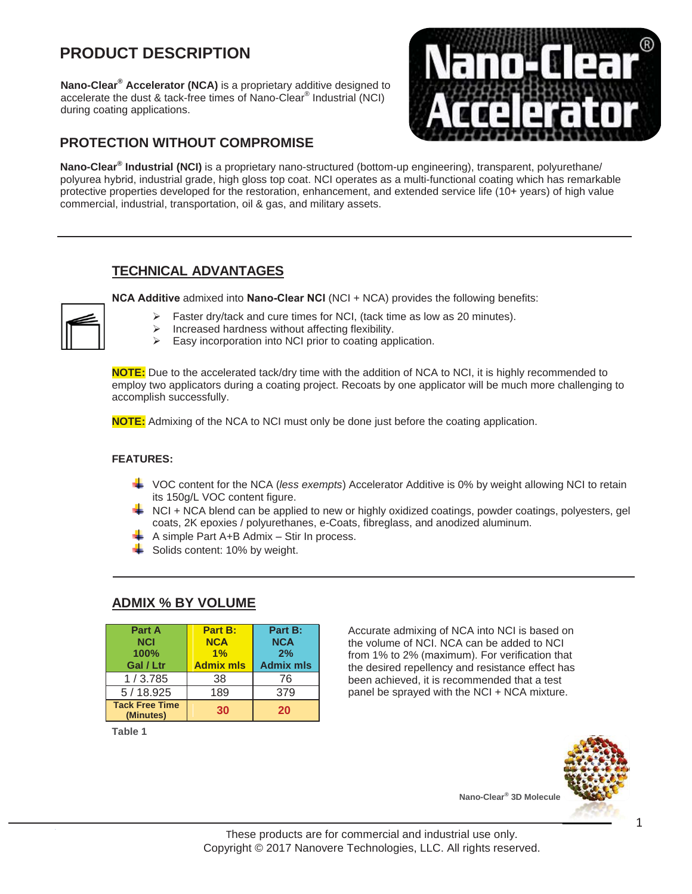## PRODUCT DESCRIPTION

**Nano-Clear® Accelerator (NCA)** is a proprietary additive designed to accelerate the dust & tack-free times of Nano-Clear® Industrial (NCI) during coating applications.

Nano-Clear® Accelerator

## PROTECTION WITHOUT COMPROMISE

**Nano-Clear® Industrial (NCI)** is a proprietary nano-structured (bottom-up engineering), transparent, polyurethane/ polyurea hybrid, industrial grade, high gloss top coat. NCI operates as a multi-functional coating which has remarkable protective properties developed for the restoration, enhancement, and extended service life (10+ years) of high value commercial, industrial, transportation, oil & gas, and military assets.

---

## TECHNICAL ADVANTAGES

**NCA Additive** admixed into **Nano-Clear NCI** (NCI + NCA) provides the following benefits:

- Faster dry/tack and cure times for NCI, (tack time as low as 20 minutes).
- Increased hardness without affecting flexibility.
- Easy incorporation into NCI prior to coating application.

**NOTE:** Due to the accelerated tack/dry time with the addition of NCA to NCI, it is highly recommended to employ two applicators during a coating project. Recoats by one applicator will be much more challenging to accomplish successfully.

**NOTE:** Admixing of the NCA to NCI must only be done just before the coating application.

**FEATURES:**

- VOC content for the NCA (*less exempts*) Accelerator Additive is 0% by weight allowing NCI to retain its 150g/L VOC content figure.
- NCI + NCA blend can be applied to new or highly oxidized coatings, powder coatings, polyesters, gel coats, 2K epoxies / polyurethanes, e-Coats, fibreglass, and anodized aluminum.
- A simple Part A+B Admix – Stir In process.
- Solids content: 10% by weight.

---

## ADMIX % BY VOLUME

| Part A NCI 100% Gal / Ltr | Part B: NCA 1% Admix mls | Part B: NCA 2% Admix mls |
|---|---|---|
| 1 / 3.785 | 38 | 76 |
| 5 / 18.925 | 189 | 379 |
| Tack Free Time (Minutes) | 30 | 20 |

**Table 1**

Accurate admixing of NCA into NCI is based on the volume of NCI. NCA can be added to NCI from 1% to 2% (maximum). For verification that the desired repellency and resistance effect has been achieved, it is recommended that a test panel be sprayed with the NCI + NCA mixture.

Nano-Clear® 3D Molecule

These products are for commercial and industrial use only.
Copyright © 2017 Nanovere Technologies, LLC. All rights reserved.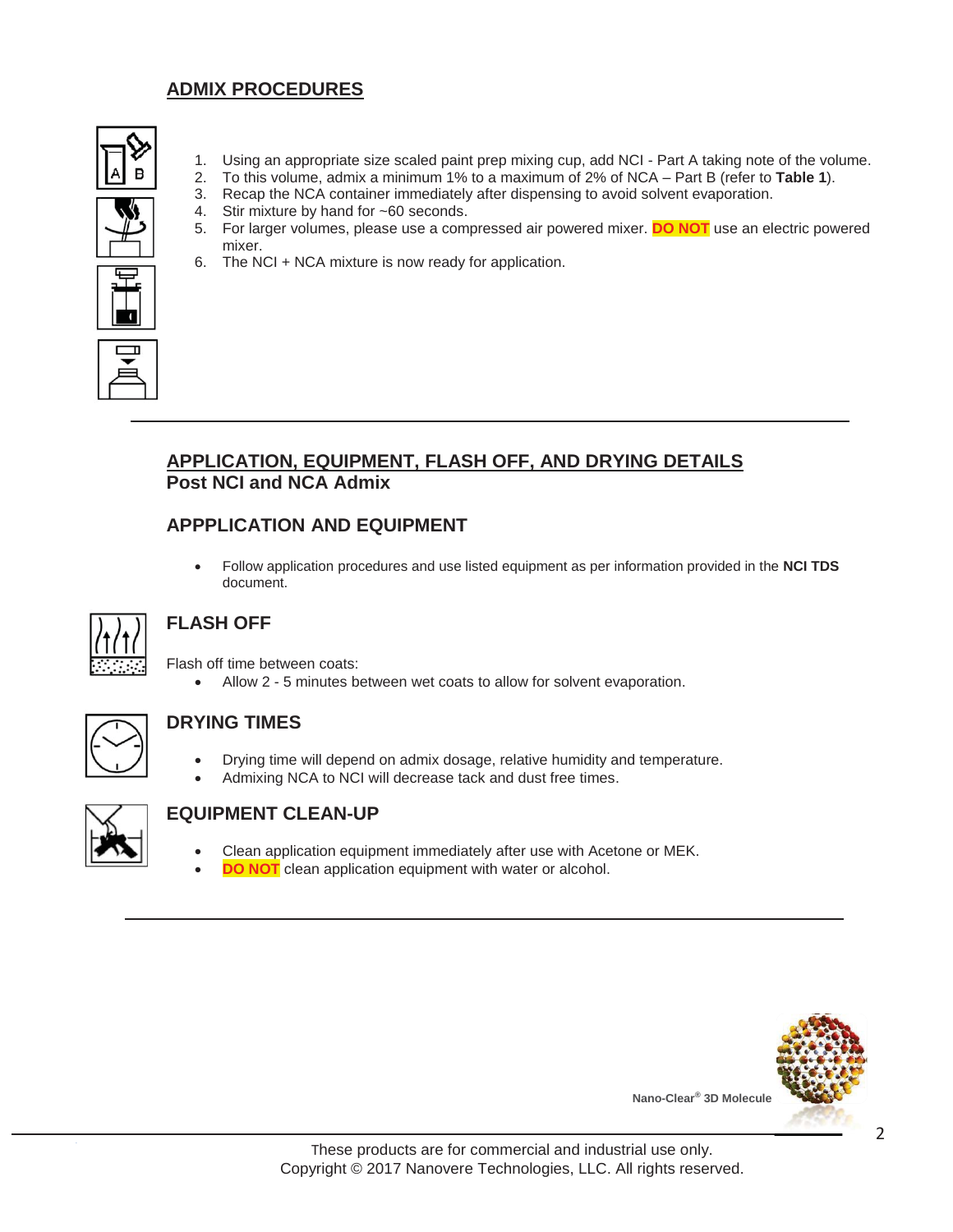## ADMIX PROCEDURES

1. Using an appropriate size scaled paint prep mixing cup, add NCI - Part A taking note of the volume.
2. To this volume, admix a minimum 1% to a maximum of 2% of NCA – Part B (refer to **Table 1**).
3. Recap the NCA container immediately after dispensing to avoid solvent evaporation.
4. Stir mixture by hand for ~60 seconds.
5. For larger volumes, please use a compressed air powered mixer. **DO NOT** use an electric powered mixer.
6. The NCI + NCA mixture is now ready for application.

---

## APPLICATION, EQUIPMENT, FLASH OFF, AND DRYING DETAILS
**Post NCI and NCA Admix**

### APPPLICATION AND EQUIPMENT

- Follow application procedures and use listed equipment as per information provided in the **NCI TDS** document.

### FLASH OFF

Flash off time between coats:

- Allow 2 - 5 minutes between wet coats to allow for solvent evaporation.

### DRYING TIMES

- Drying time will depend on admix dosage, relative humidity and temperature.
- Admixing NCA to NCI will decrease tack and dust free times.

### EQUIPMENT CLEAN-UP

- Clean application equipment immediately after use with Acetone or MEK.
- **DO NOT** clean application equipment with water or alcohol.

---

Nano-Clear® 3D Molecule

These products are for commercial and industrial use only.
Copyright © 2017 Nanovere Technologies, LLC. All rights reserved.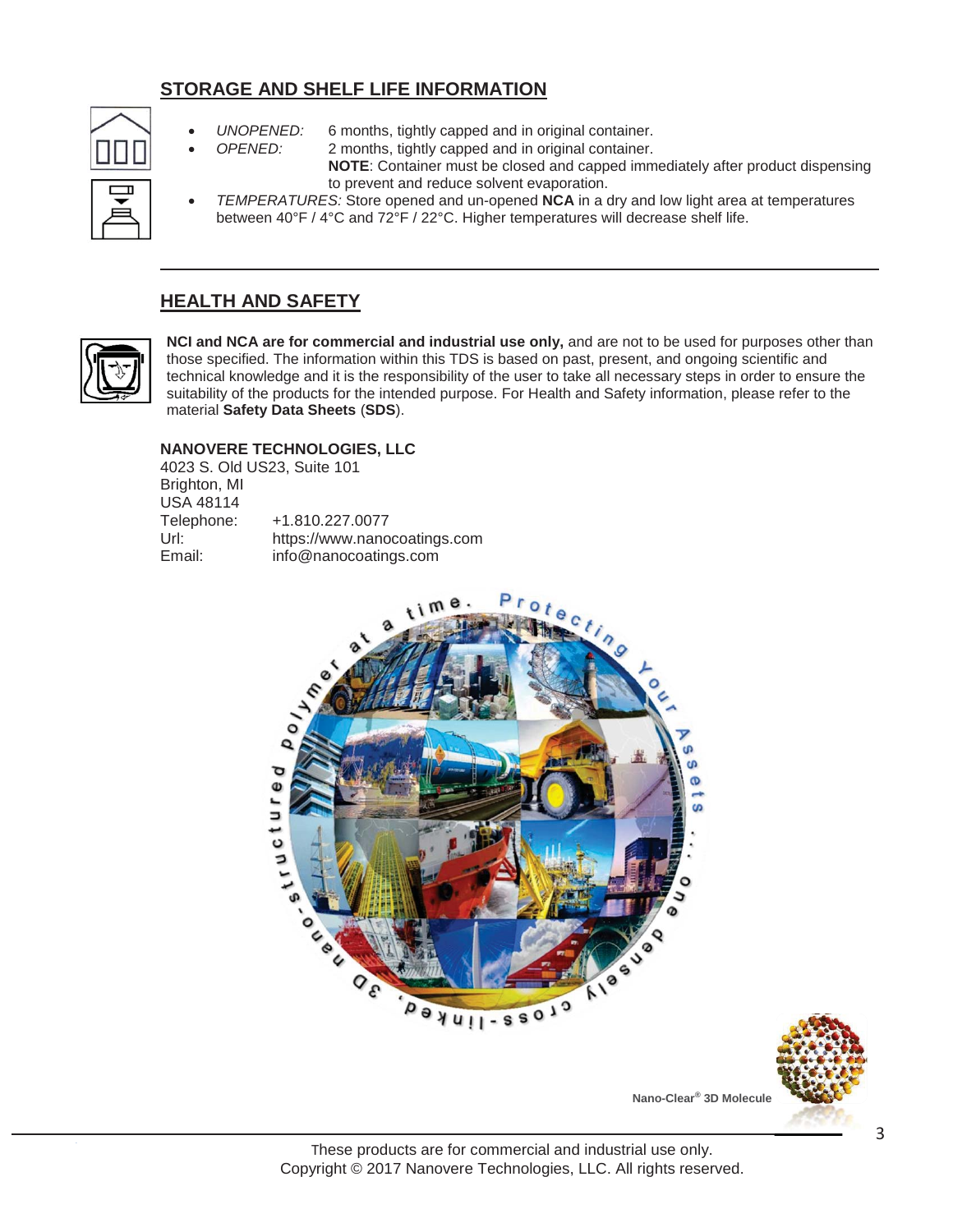## STORAGE AND SHELF LIFE INFORMATION

- *UNOPENED:* 6 months, tightly capped and in original container.
- *OPENED:* 2 months, tightly capped and in original container.
  **NOTE**: Container must be closed and capped immediately after product dispensing to prevent and reduce solvent evaporation.
- *TEMPERATURES:* Store opened and un-opened **NCA** in a dry and low light area at temperatures between 40°F / 4°C and 72°F / 22°C. Higher temperatures will decrease shelf life.

---

## HEALTH AND SAFETY

**NCI and NCA are for commercial and industrial use only,** and are not to be used for purposes other than those specified. The information within this TDS is based on past, present, and ongoing scientific and technical knowledge and it is the responsibility of the user to take all necessary steps in order to ensure the suitability of the products for the intended purpose. For Health and Safety information, please refer to the material **Safety Data Sheets** (**SDS**).

**NANOVERE TECHNOLOGIES, LLC**
4023 S. Old US23, Suite 101
Brighton, MI
USA 48114

| | |
|---|---|
| Telephone: | +1.810.227.0077 |
| Url: | https://www.nanocoatings.com |
| Email: | info@nanocoatings.com |

Protecting Your Assets... one densely cross-linked, 3D nano-structured polymer at a time.

**Nano-Clear® 3D Molecule**

These products are for commercial and industrial use only.
Copyright © 2017 Nanovere Technologies, LLC. All rights reserved.